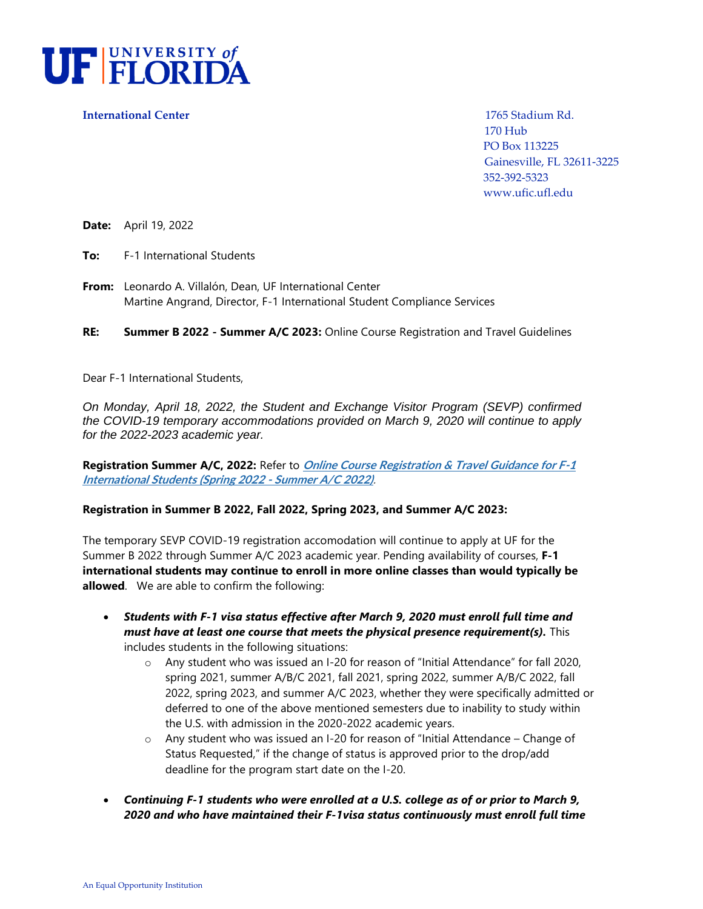**UF | UNIVERSITY of FLORIDA**

**International Center**

1765 Stadium Rd.
170 Hub
PO Box 113225
Gainesville, FL 32611-3225
352-392-5323
www.ufic.ufl.edu

**Date:** April 19, 2022

**To:** F-1 International Students

**From:** Leonardo A. Villalón, Dean, UF International Center
Martine Angrand, Director, F-1 International Student Compliance Services

**RE:** **Summer B 2022 - Summer A/C 2023:** Online Course Registration and Travel Guidelines

Dear F-1 International Students,

*On Monday, April 18, 2022, the Student and Exchange Visitor Program (SEVP) confirmed the COVID-19 temporary accommodations provided on March 9, 2020 will continue to apply for the 2022-2023 academic year.*

**Registration Summer A/C, 2022:** Refer to ***Online Course Registration & Travel Guidance for F-1 International Students (Spring 2022 - Summer A/C 2022)***.

**Registration in Summer B 2022, Fall 2022, Spring 2023, and Summer A/C 2023:**

The temporary SEVP COVID-19 registration accomodation will continue to apply at UF for the Summer B 2022 through Summer A/C 2023 academic year. Pending availability of courses, **F-1 international students may continue to enroll in more online classes than would typically be allowed**. We are able to confirm the following:

- ***Students with F-1 visa status effective after March 9, 2020 must enroll full time and must have at least one course that meets the physical presence requirement(s).*** This includes students in the following situations:
  - Any student who was issued an I-20 for reason of "Initial Attendance" for fall 2020, spring 2021, summer A/B/C 2021, fall 2021, spring 2022, summer A/B/C 2022, fall 2022, spring 2023, and summer A/C 2023, whether they were specifically admitted or deferred to one of the above mentioned semesters due to inability to study within the U.S. with admission in the 2020-2022 academic years.
  - Any student who was issued an I-20 for reason of "Initial Attendance – Change of Status Requested," if the change of status is approved prior to the drop/add deadline for the program start date on the I-20.

- ***Continuing F-1 students who were enrolled at a U.S. college as of or prior to March 9, 2020 and who have maintained their F-1visa status continuously must enroll full time***

An Equal Opportunity Institution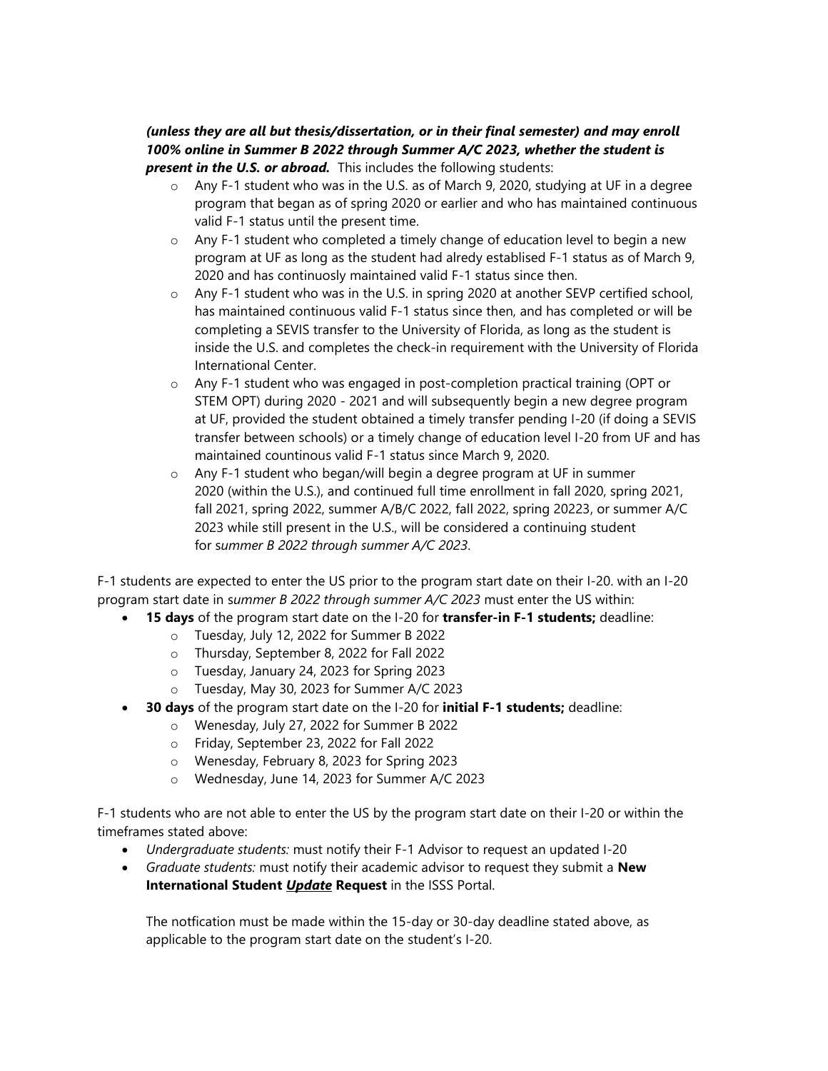***(unless they are all but thesis/dissertation, or in their final semester) and may enroll 100% online in Summer B 2022 through Summer A/C 2023, whether the student is present in the U.S. or abroad.*** This includes the following students:

- Any F-1 student who was in the U.S. as of March 9, 2020, studying at UF in a degree program that began as of spring 2020 or earlier and who has maintained continuous valid F-1 status until the present time.
- Any F-1 student who completed a timely change of education level to begin a new program at UF as long as the student had alredy establised F-1 status as of March 9, 2020 and has continuosly maintained valid F-1 status since then.
- Any F-1 student who was in the U.S. in spring 2020 at another SEVP certified school, has maintained continuous valid F-1 status since then, and has completed or will be completing a SEVIS transfer to the University of Florida, as long as the student is inside the U.S. and completes the check-in requirement with the University of Florida International Center.
- Any F-1 student who was engaged in post-completion practical training (OPT or STEM OPT) during 2020 - 2021 and will subsequently begin a new degree program at UF, provided the student obtained a timely transfer pending I-20 (if doing a SEVIS transfer between schools) or a timely change of education level I-20 from UF and has maintained countinous valid F-1 status since March 9, 2020.
- Any F-1 student who began/will begin a degree program at UF in summer 2020 (within the U.S.), and continued full time enrollment in fall 2020, spring 2021, fall 2021, spring 2022, summer A/B/C 2022, fall 2022, spring 20223, or summer A/C 2023 while still present in the U.S., will be considered a continuing student for s*ummer B 2022 through summer A/C 2023*.

F-1 students are expected to enter the US prior to the program start date on their I-20. with an I-20 program start date in s*ummer B 2022 through summer A/C 2023* must enter the US within:

- **15 days** of the program start date on the I-20 for **transfer-in F-1 students;** deadline:
  - Tuesday, July 12, 2022 for Summer B 2022
  - Thursday, September 8, 2022 for Fall 2022
  - Tuesday, January 24, 2023 for Spring 2023
  - Tuesday, May 30, 2023 for Summer A/C 2023
- **30 days** of the program start date on the I-20 for **initial F-1 students;** deadline:
  - Wenesday, July 27, 2022 for Summer B 2022
  - Friday, September 23, 2022 for Fall 2022
  - Wenesday, February 8, 2023 for Spring 2023
  - Wednesday, June 14, 2023 for Summer A/C 2023

F-1 students who are not able to enter the US by the program start date on their I-20 or within the timeframes stated above:

- *Undergraduate students:* must notify their F-1 Advisor to request an updated I-20
- *Graduate students:* must notify their academic advisor to request they submit a **New International Student *Update* Request** in the ISSS Portal.

  The notfication must be made within the 15-day or 30-day deadline stated above, as applicable to the program start date on the student's I-20.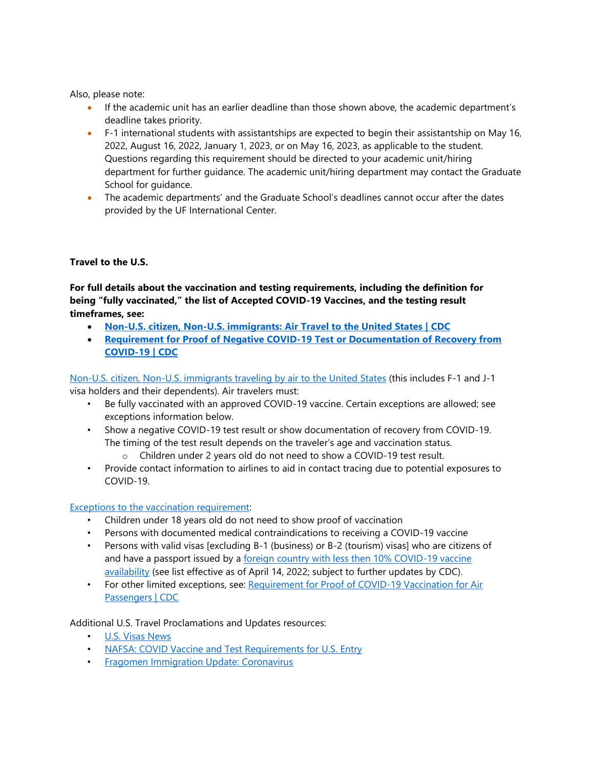Also, please note:

- If the academic unit has an earlier deadline than those shown above, the academic department's deadline takes priority.
- F-1 international students with assistantships are expected to begin their assistantship on May 16, 2022, August 16, 2022, January 1, 2023, or on May 16, 2023, as applicable to the student. Questions regarding this requirement should be directed to your academic unit/hiring department for further guidance. The academic unit/hiring department may contact the Graduate School for guidance.
- The academic departments' and the Graduate School's deadlines cannot occur after the dates provided by the UF International Center.

**Travel to the U.S.**

**For full details about the vaccination and testing requirements, including the definition for being "fully vaccinated," the list of Accepted COVID-19 Vaccines, and the testing result timeframes, see:**

- **Non-U.S. citizen, Non-U.S. immigrants: Air Travel to the United States | CDC**
- **Requirement for Proof of Negative COVID-19 Test or Documentation of Recovery from COVID-19 | CDC**

Non-U.S. citizen, Non-U.S. immigrants traveling by air to the United States (this includes F-1 and J-1 visa holders and their dependents). Air travelers must:

- Be fully vaccinated with an approved COVID-19 vaccine. Certain exceptions are allowed; see exceptions information below.
- Show a negative COVID-19 test result or show documentation of recovery from COVID-19. The timing of the test result depends on the traveler's age and vaccination status.
  - Children under 2 years old do not need to show a COVID-19 test result.
- Provide contact information to airlines to aid in contact tracing due to potential exposures to COVID-19.

Exceptions to the vaccination requirement:

- Children under 18 years old do not need to show proof of vaccination
- Persons with documented medical contraindications to receiving a COVID-19 vaccine
- Persons with valid visas [excluding B-1 (business) or B-2 (tourism) visas] who are citizens of and have a passport issued by a foreign country with less then 10% COVID-19 vaccine availability (see list effective as of April 14, 2022; subject to further updates by CDC).
- For other limited exceptions, see: Requirement for Proof of COVID-19 Vaccination for Air Passengers | CDC

Additional U.S. Travel Proclamations and Updates resources:

- U.S. Visas News
- NAFSA: COVID Vaccine and Test Requirements for U.S. Entry
- Fragomen Immigration Update: Coronavirus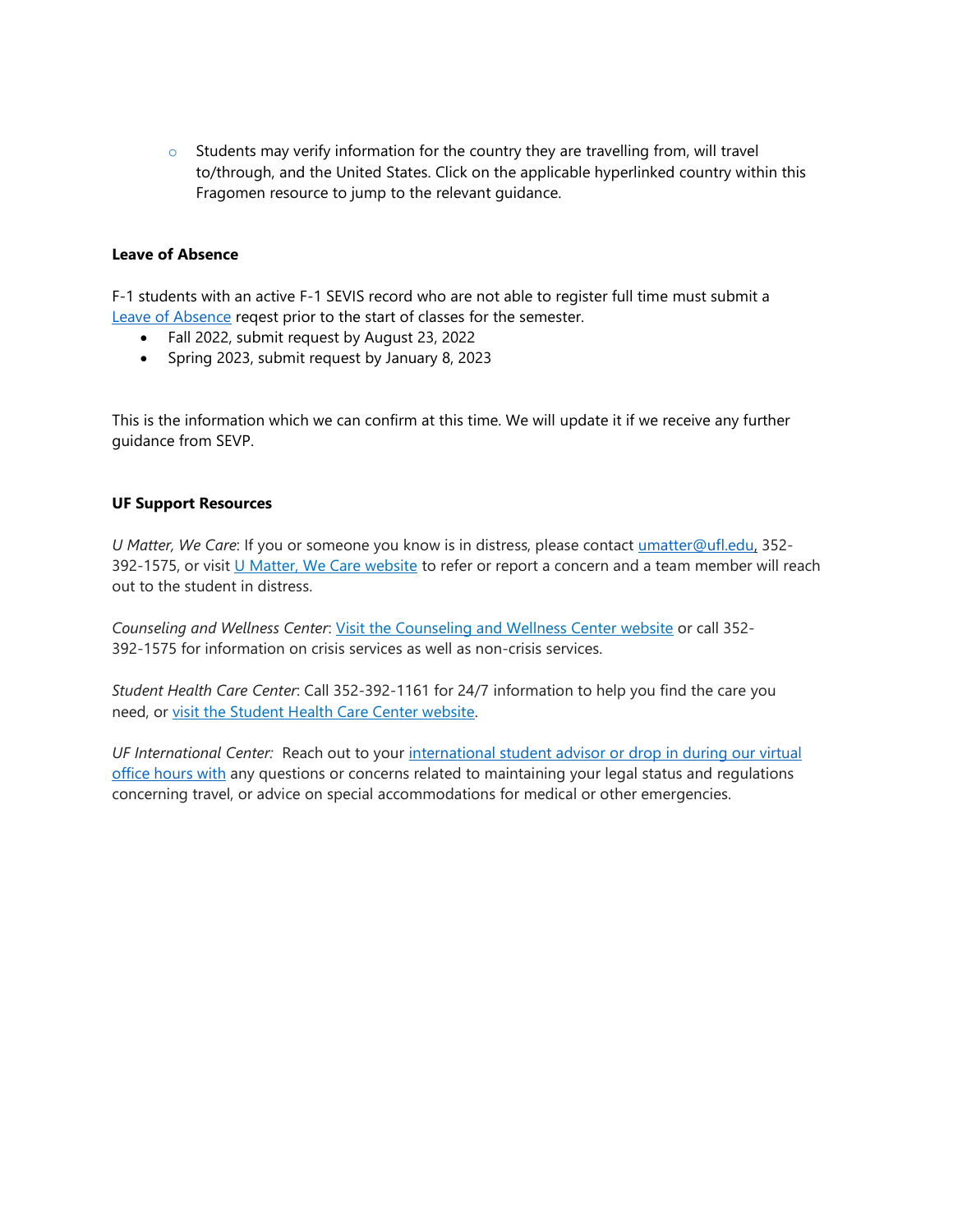- Students may verify information for the country they are travelling from, will travel to/through, and the United States. Click on the applicable hyperlinked country within this Fragomen resource to jump to the relevant guidance.

**Leave of Absence**

F-1 students with an active F-1 SEVIS record who are not able to register full time must submit a Leave of Absence reqest prior to the start of classes for the semester.

- Fall 2022, submit request by August 23, 2022
- Spring 2023, submit request by January 8, 2023

This is the information which we can confirm at this time. We will update it if we receive any further guidance from SEVP.

**UF Support Resources**

*U Matter, We Care*: If you or someone you know is in distress, please contact umatter@ufl.edu, 352-392-1575, or visit U Matter, We Care website to refer or report a concern and a team member will reach out to the student in distress.

*Counseling and Wellness Center*: Visit the Counseling and Wellness Center website or call 352-392-1575 for information on crisis services as well as non-crisis services.

*Student Health Care Center*: Call 352-392-1161 for 24/7 information to help you find the care you need, or visit the Student Health Care Center website.

*UF International Center:* Reach out to your international student advisor or drop in during our virtual office hours with any questions or concerns related to maintaining your legal status and regulations concerning travel, or advice on special accommodations for medical or other emergencies.